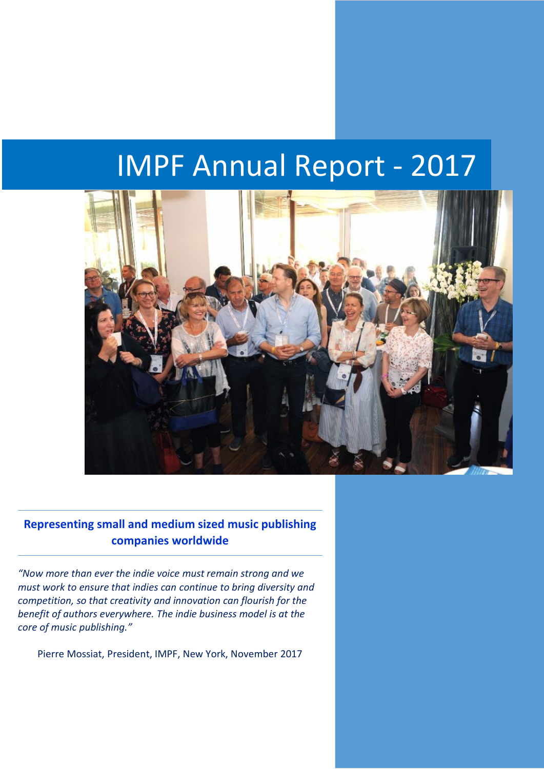# IMPF Annual Report - 2017

**Representing small and medium sized music publishing companies worldwide**

*"Now more than ever the indie voice must remain strong and we must work to ensure that indies can continue to bring diversity and competition, so that creativity and innovation can flourish for the benefit of authors everywhere. The indie business model is at the core of music publishing."*

Pierre Mossiat, President, IMPF, New York, November 2017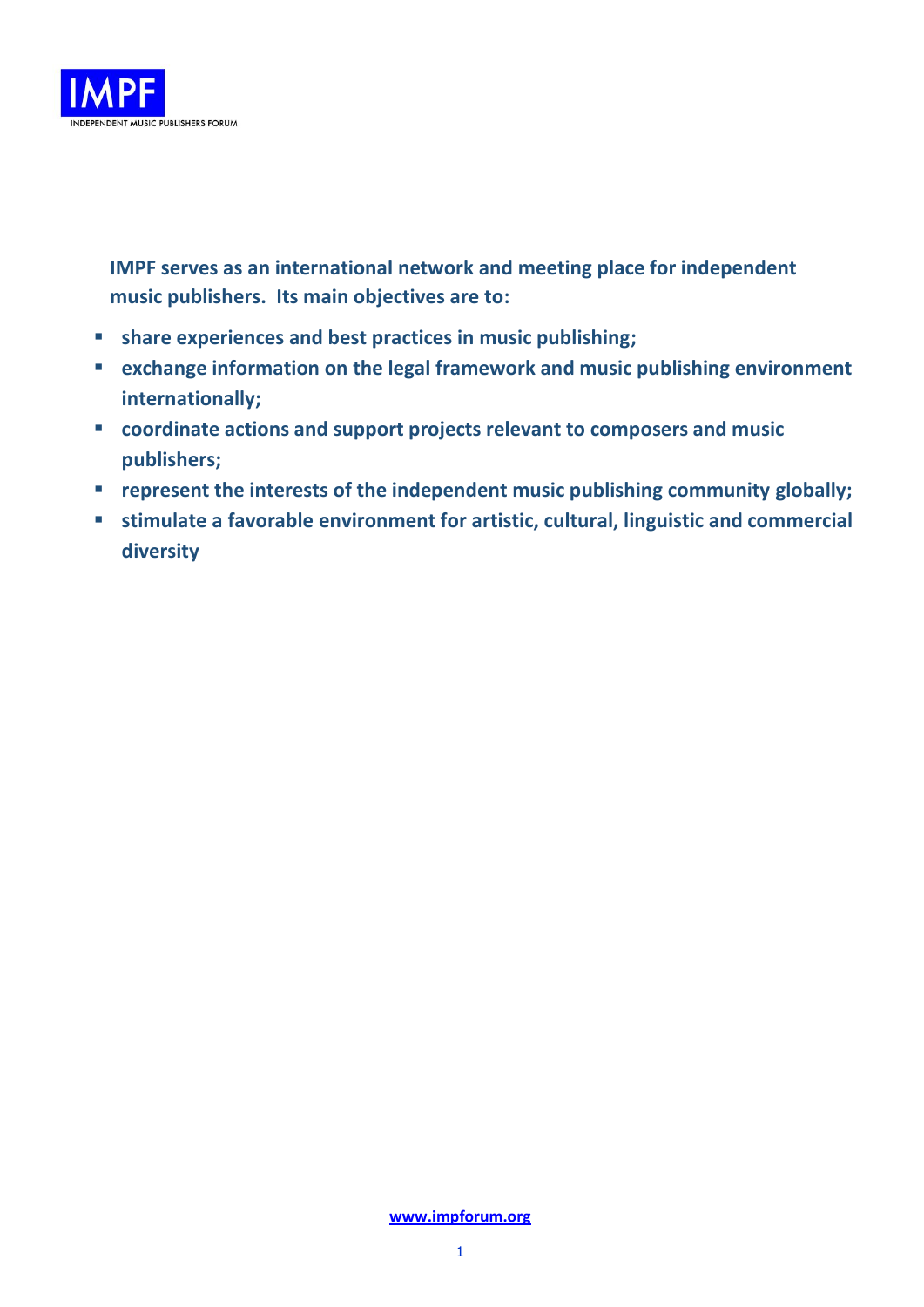**IMPF serves as an international network and meeting place for independent music publishers. Its main objectives are to:**

- **share experiences and best practices in music publishing;**
- **exchange information on the legal framework and music publishing environment internationally;**
- **coordinate actions and support projects relevant to composers and music publishers;**
- **represent the interests of the independent music publishing community globally;**
- **stimulate a favorable environment for artistic, cultural, linguistic and commercial diversity**

**www.impforum.org**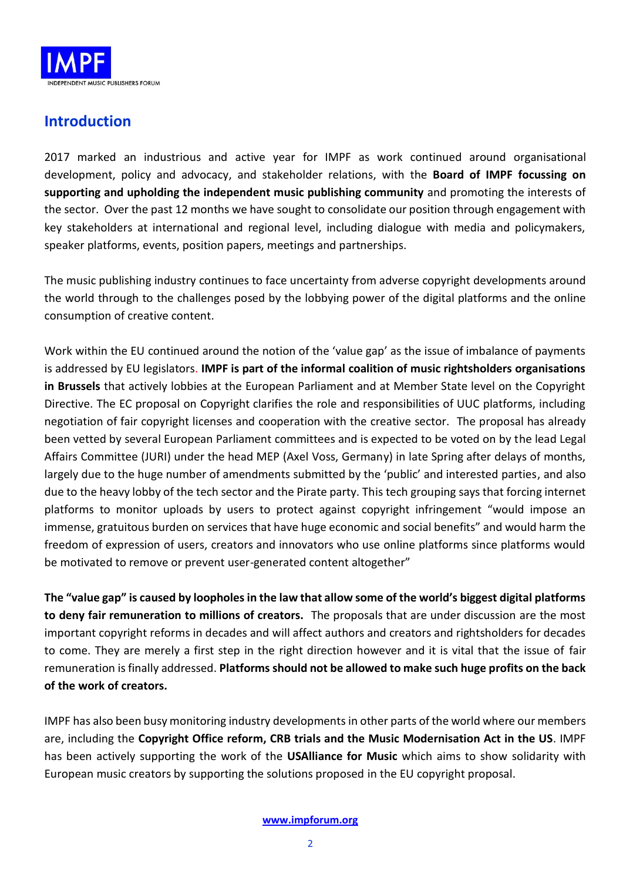## Introduction

2017 marked an industrious and active year for IMPF as work continued around organisational development, policy and advocacy, and stakeholder relations, with the **Board of IMPF focussing on supporting and upholding the independent music publishing community** and promoting the interests of the sector. Over the past 12 months we have sought to consolidate our position through engagement with key stakeholders at international and regional level, including dialogue with media and policymakers, speaker platforms, events, position papers, meetings and partnerships.

The music publishing industry continues to face uncertainty from adverse copyright developments around the world through to the challenges posed by the lobbying power of the digital platforms and the online consumption of creative content.

Work within the EU continued around the notion of the 'value gap' as the issue of imbalance of payments is addressed by EU legislators. **IMPF is part of the informal coalition of music rightsholders organisations in Brussels** that actively lobbies at the European Parliament and at Member State level on the Copyright Directive. The EC proposal on Copyright clarifies the role and responsibilities of UUC platforms, including negotiation of fair copyright licenses and cooperation with the creative sector. The proposal has already been vetted by several European Parliament committees and is expected to be voted on by the lead Legal Affairs Committee (JURI) under the head MEP (Axel Voss, Germany) in late Spring after delays of months, largely due to the huge number of amendments submitted by the 'public' and interested parties, and also due to the heavy lobby of the tech sector and the Pirate party. This tech grouping says that forcing internet platforms to monitor uploads by users to protect against copyright infringement "would impose an immense, gratuitous burden on services that have huge economic and social benefits" and would harm the freedom of expression of users, creators and innovators who use online platforms since platforms would be motivated to remove or prevent user-generated content altogether"

**The "value gap" is caused by loopholes in the law that allow some of the world's biggest digital platforms to deny fair remuneration to millions of creators.** The proposals that are under discussion are the most important copyright reforms in decades and will affect authors and creators and rightsholders for decades to come. They are merely a first step in the right direction however and it is vital that the issue of fair remuneration is finally addressed. **Platforms should not be allowed to make such huge profits on the back of the work of creators.**

IMPF has also been busy monitoring industry developments in other parts of the world where our members are, including the **Copyright Office reform, CRB trials and the Music Modernisation Act in the US**. IMPF has been actively supporting the work of the **USAlliance for Music** which aims to show solidarity with European music creators by supporting the solutions proposed in the EU copyright proposal.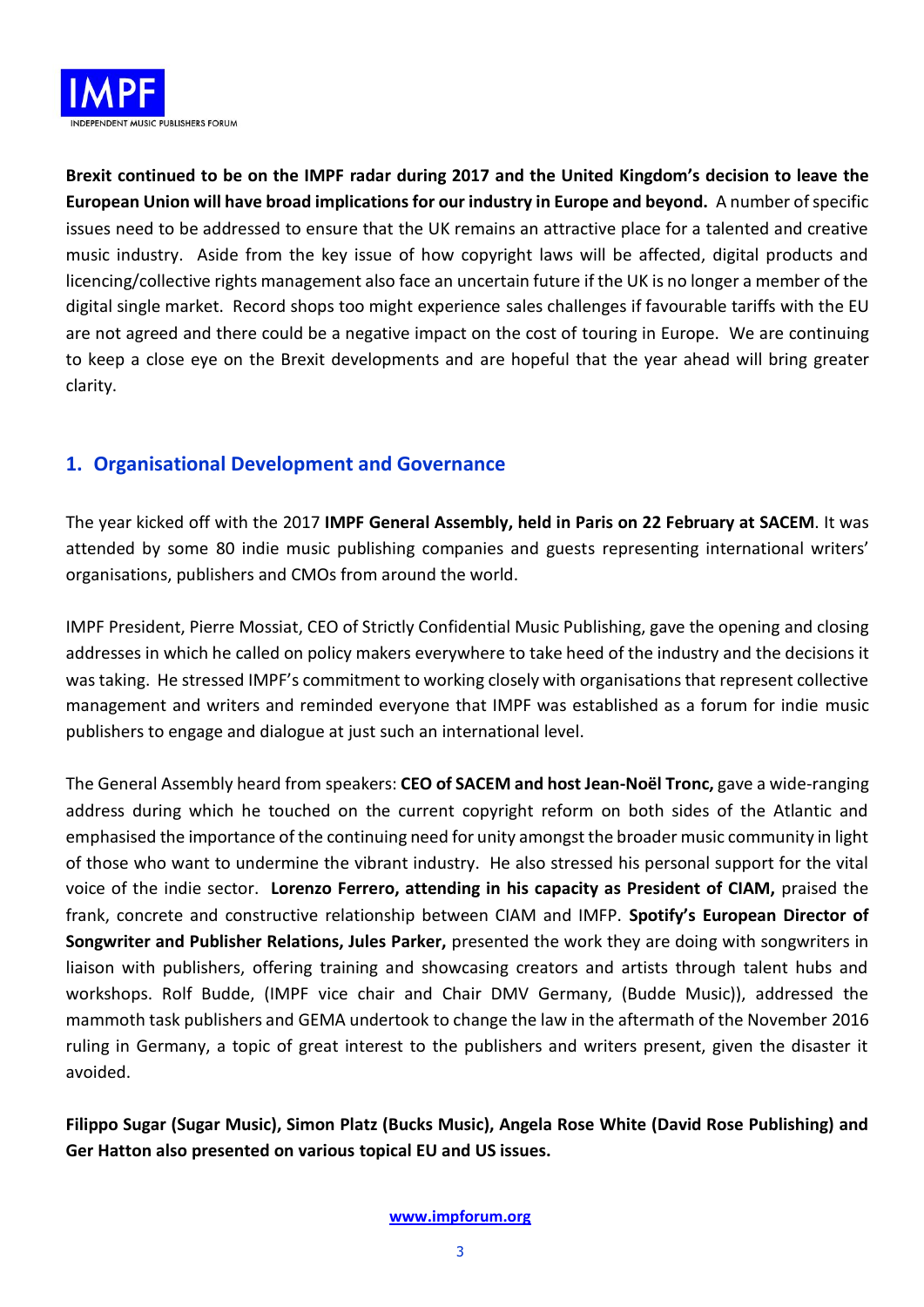**Brexit continued to be on the IMPF radar during 2017 and the United Kingdom's decision to leave the European Union will have broad implications for our industry in Europe and beyond.** A number of specific issues need to be addressed to ensure that the UK remains an attractive place for a talented and creative music industry. Aside from the key issue of how copyright laws will be affected, digital products and licencing/collective rights management also face an uncertain future if the UK is no longer a member of the digital single market. Record shops too might experience sales challenges if favourable tariffs with the EU are not agreed and there could be a negative impact on the cost of touring in Europe. We are continuing to keep a close eye on the Brexit developments and are hopeful that the year ahead will bring greater clarity.

## 1. Organisational Development and Governance

The year kicked off with the 2017 **IMPF General Assembly, held in Paris on 22 February at SACEM**. It was attended by some 80 indie music publishing companies and guests representing international writers' organisations, publishers and CMOs from around the world.

IMPF President, Pierre Mossiat, CEO of Strictly Confidential Music Publishing, gave the opening and closing addresses in which he called on policy makers everywhere to take heed of the industry and the decisions it was taking. He stressed IMPF's commitment to working closely with organisations that represent collective management and writers and reminded everyone that IMPF was established as a forum for indie music publishers to engage and dialogue at just such an international level.

The General Assembly heard from speakers: **CEO of SACEM and host Jean-Noël Tronc,** gave a wide-ranging address during which he touched on the current copyright reform on both sides of the Atlantic and emphasised the importance of the continuing need for unity amongst the broader music community in light of those who want to undermine the vibrant industry. He also stressed his personal support for the vital voice of the indie sector. **Lorenzo Ferrero, attending in his capacity as President of CIAM,** praised the frank, concrete and constructive relationship between CIAM and IMFP. **Spotify's European Director of Songwriter and Publisher Relations, Jules Parker,** presented the work they are doing with songwriters in liaison with publishers, offering training and showcasing creators and artists through talent hubs and workshops. Rolf Budde, (IMPF vice chair and Chair DMV Germany, (Budde Music)), addressed the mammoth task publishers and GEMA undertook to change the law in the aftermath of the November 2016 ruling in Germany, a topic of great interest to the publishers and writers present, given the disaster it avoided.

**Filippo Sugar (Sugar Music), Simon Platz (Bucks Music), Angela Rose White (David Rose Publishing) and Ger Hatton also presented on various topical EU and US issues.**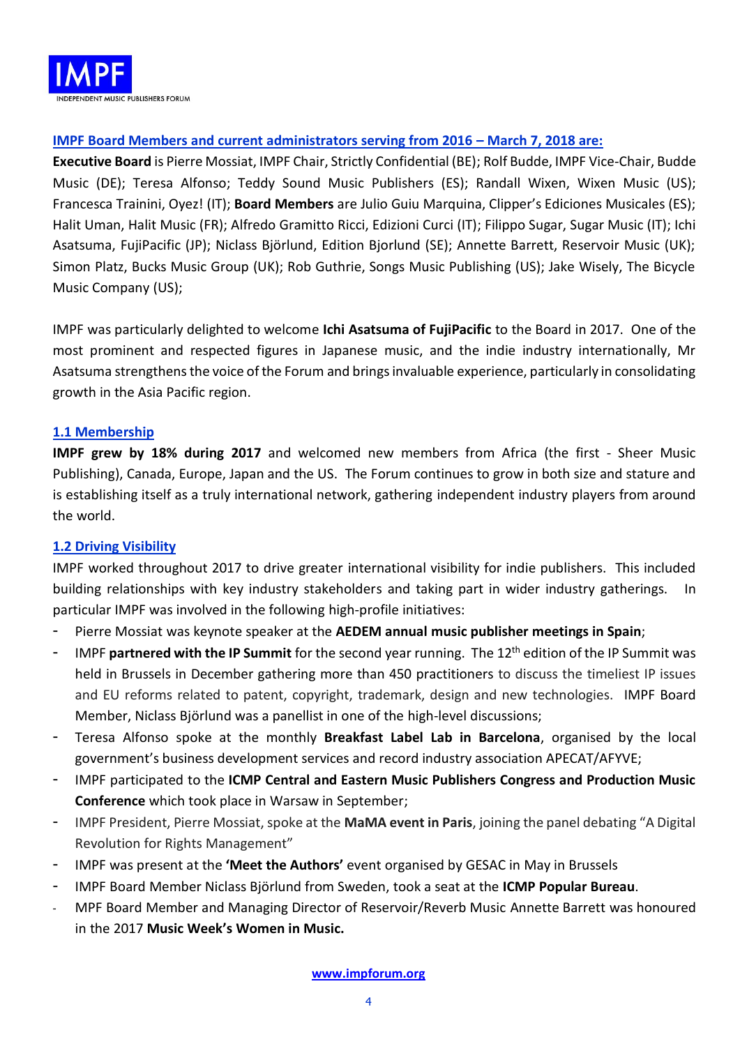**IMPF Board Members and current administrators serving from 2016 – March 7, 2018 are:**

**Executive Board** is Pierre Mossiat, IMPF Chair, Strictly Confidential (BE); Rolf Budde, IMPF Vice-Chair, Budde Music (DE); Teresa Alfonso; Teddy Sound Music Publishers (ES); Randall Wixen, Wixen Music (US); Francesca Trainini, Oyez! (IT); **Board Members** are Julio Guiu Marquina, Clipper's Ediciones Musicales (ES); Halit Uman, Halit Music (FR); Alfredo Gramitto Ricci, Edizioni Curci (IT); Filippo Sugar, Sugar Music (IT); Ichi Asatsuma, FujiPacific (JP); Niclass Björlund, Edition Bjorlund (SE); Annette Barrett, Reservoir Music (UK); Simon Platz, Bucks Music Group (UK); Rob Guthrie, Songs Music Publishing (US); Jake Wisely, The Bicycle Music Company (US);

IMPF was particularly delighted to welcome **Ichi Asatsuma of FujiPacific** to the Board in 2017. One of the most prominent and respected figures in Japanese music, and the indie industry internationally, Mr Asatsuma strengthens the voice of the Forum and brings invaluable experience, particularly in consolidating growth in the Asia Pacific region.

## 1.1 Membership

**IMPF grew by 18% during 2017** and welcomed new members from Africa (the first - Sheer Music Publishing), Canada, Europe, Japan and the US. The Forum continues to grow in both size and stature and is establishing itself as a truly international network, gathering independent industry players from around the world.

## 1.2 Driving Visibility

IMPF worked throughout 2017 to drive greater international visibility for indie publishers. This included building relationships with key industry stakeholders and taking part in wider industry gatherings. In particular IMPF was involved in the following high-profile initiatives:

- Pierre Mossiat was keynote speaker at the **AEDEM annual music publisher meetings in Spain**;
- IMPF **partnered with the IP Summit** for the second year running. The 12th edition of the IP Summit was held in Brussels in December gathering more than 450 practitioners to discuss the timeliest IP issues and EU reforms related to patent, copyright, trademark, design and new technologies. IMPF Board Member, Niclass Björlund was a panellist in one of the high-level discussions;
- Teresa Alfonso spoke at the monthly **Breakfast Label Lab in Barcelona**, organised by the local government's business development services and record industry association APECAT/AFYVE;
- IMPF participated to the **ICMP Central and Eastern Music Publishers Congress and Production Music Conference** which took place in Warsaw in September;
- IMPF President, Pierre Mossiat, spoke at the **MaMA event in Paris**, joining the panel debating "A Digital Revolution for Rights Management"
- IMPF was present at the **'Meet the Authors'** event organised by GESAC in May in Brussels
- IMPF Board Member Niclass Björlund from Sweden, took a seat at the **ICMP Popular Bureau**.
- MPF Board Member and Managing Director of Reservoir/Reverb Music Annette Barrett was honoured in the 2017 **Music Week's Women in Music.**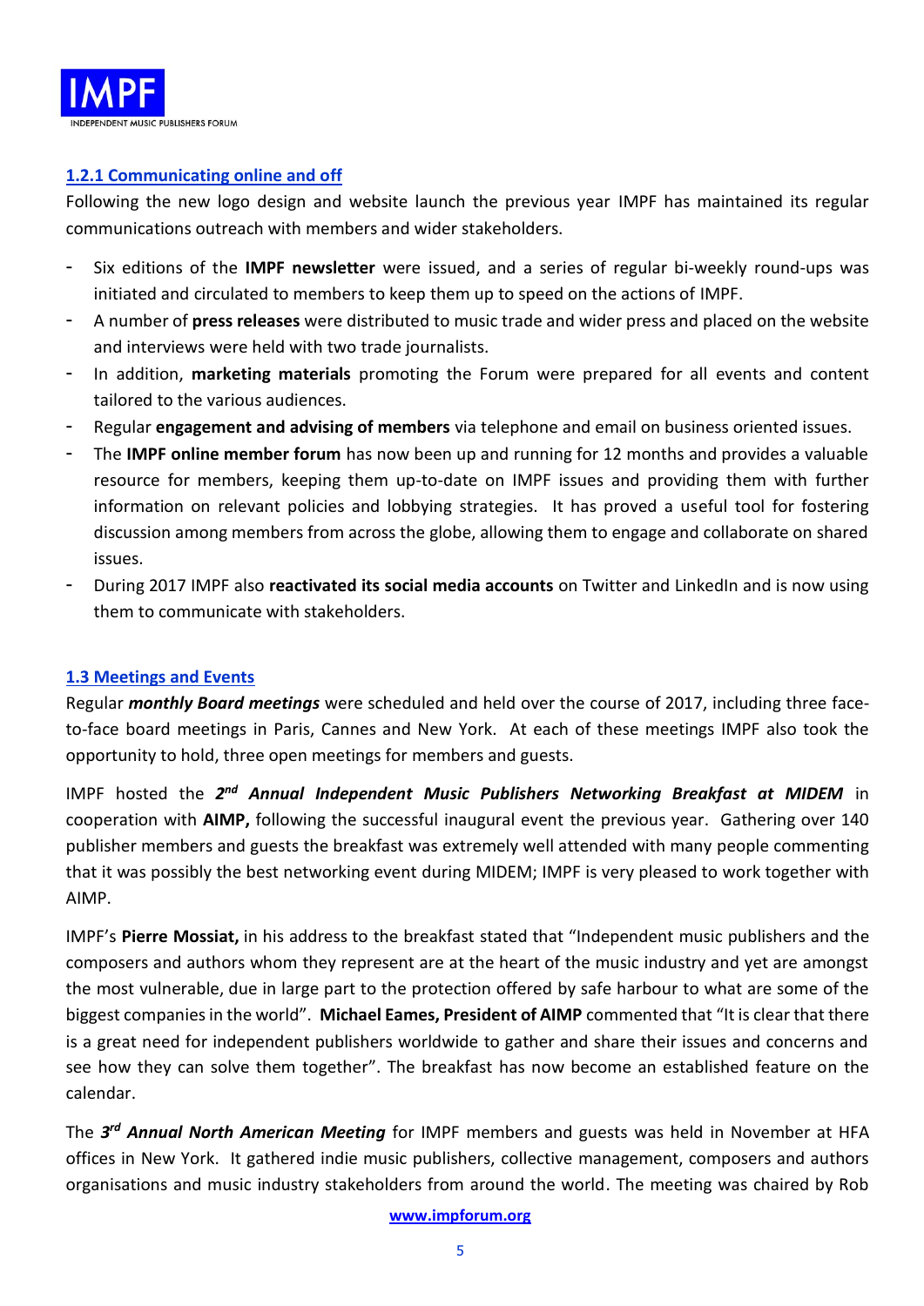### 1.2.1 Communicating online and off

Following the new logo design and website launch the previous year IMPF has maintained its regular communications outreach with members and wider stakeholders.

- Six editions of the **IMPF newsletter** were issued, and a series of regular bi-weekly round-ups was initiated and circulated to members to keep them up to speed on the actions of IMPF.
- A number of **press releases** were distributed to music trade and wider press and placed on the website and interviews were held with two trade journalists.
- In addition, **marketing materials** promoting the Forum were prepared for all events and content tailored to the various audiences.
- Regular **engagement and advising of members** via telephone and email on business oriented issues.
- The **IMPF online member forum** has now been up and running for 12 months and provides a valuable resource for members, keeping them up-to-date on IMPF issues and providing them with further information on relevant policies and lobbying strategies. It has proved a useful tool for fostering discussion among members from across the globe, allowing them to engage and collaborate on shared issues.
- During 2017 IMPF also **reactivated its social media accounts** on Twitter and LinkedIn and is now using them to communicate with stakeholders.

### 1.3 Meetings and Events

Regular ***monthly Board meetings*** were scheduled and held over the course of 2017, including three face-to-face board meetings in Paris, Cannes and New York. At each of these meetings IMPF also took the opportunity to hold, three open meetings for members and guests.

IMPF hosted the ***2nd Annual Independent Music Publishers Networking Breakfast at MIDEM*** in cooperation with **AIMP,** following the successful inaugural event the previous year. Gathering over 140 publisher members and guests the breakfast was extremely well attended with many people commenting that it was possibly the best networking event during MIDEM; IMPF is very pleased to work together with AIMP.

IMPF's **Pierre Mossiat,** in his address to the breakfast stated that "Independent music publishers and the composers and authors whom they represent are at the heart of the music industry and yet are amongst the most vulnerable, due in large part to the protection offered by safe harbour to what are some of the biggest companies in the world". **Michael Eames, President of AIMP** commented that "It is clear that there is a great need for independent publishers worldwide to gather and share their issues and concerns and see how they can solve them together". The breakfast has now become an established feature on the calendar.

The ***3rd Annual North American Meeting*** for IMPF members and guests was held in November at HFA offices in New York. It gathered indie music publishers, collective management, composers and authors organisations and music industry stakeholders from around the world. The meeting was chaired by Rob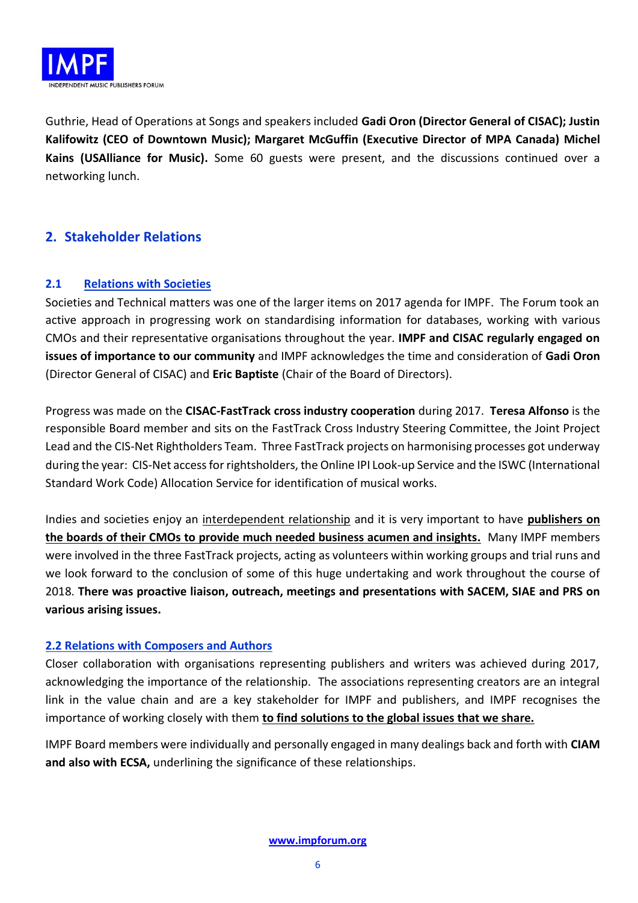Guthrie, Head of Operations at Songs and speakers included **Gadi Oron (Director General of CISAC); Justin Kalifowitz (CEO of Downtown Music); Margaret McGuffin (Executive Director of MPA Canada) Michel Kains (USAlliance for Music).** Some 60 guests were present, and the discussions continued over a networking lunch.

## 2. Stakeholder Relations

### 2.1 Relations with Societies

Societies and Technical matters was one of the larger items on 2017 agenda for IMPF. The Forum took an active approach in progressing work on standardising information for databases, working with various CMOs and their representative organisations throughout the year. **IMPF and CISAC regularly engaged on issues of importance to our community** and IMPF acknowledges the time and consideration of **Gadi Oron** (Director General of CISAC) and **Eric Baptiste** (Chair of the Board of Directors).

Progress was made on the **CISAC-FastTrack cross industry cooperation** during 2017. **Teresa Alfonso** is the responsible Board member and sits on the FastTrack Cross Industry Steering Committee, the Joint Project Lead and the CIS-Net Rightholders Team. Three FastTrack projects on harmonising processes got underway during the year: CIS-Net access for rightsholders, the Online IPI Look-up Service and the ISWC (International Standard Work Code) Allocation Service for identification of musical works.

Indies and societies enjoy an interdependent relationship and it is very important to have **publishers on the boards of their CMOs to provide much needed business acumen and insights.** Many IMPF members were involved in the three FastTrack projects, acting as volunteers within working groups and trial runs and we look forward to the conclusion of some of this huge undertaking and work throughout the course of 2018. **There was proactive liaison, outreach, meetings and presentations with SACEM, SIAE and PRS on various arising issues.**

### 2.2 Relations with Composers and Authors

Closer collaboration with organisations representing publishers and writers was achieved during 2017, acknowledging the importance of the relationship. The associations representing creators are an integral link in the value chain and are a key stakeholder for IMPF and publishers, and IMPF recognises the importance of working closely with them **to find solutions to the global issues that we share.**

IMPF Board members were individually and personally engaged in many dealings back and forth with **CIAM and also with ECSA,** underlining the significance of these relationships.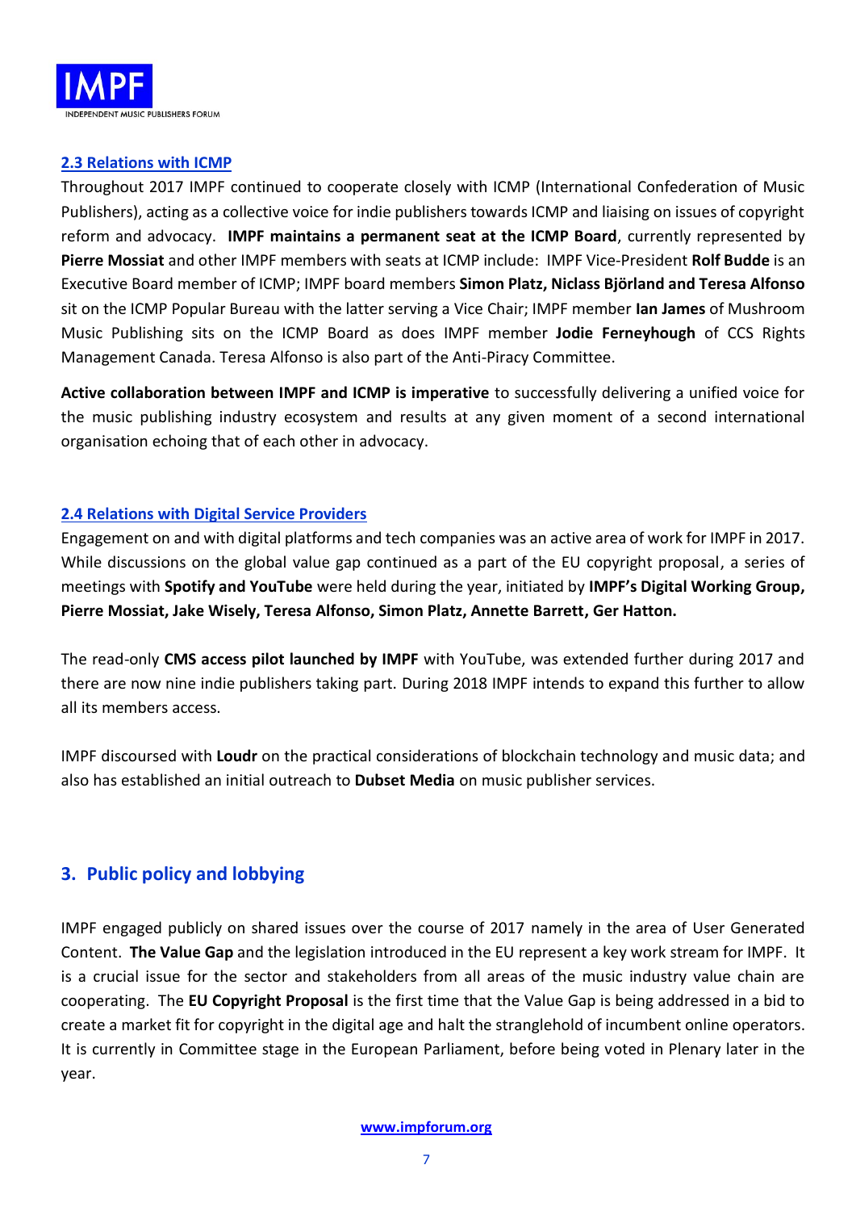### 2.3 Relations with ICMP

Throughout 2017 IMPF continued to cooperate closely with ICMP (International Confederation of Music Publishers), acting as a collective voice for indie publishers towards ICMP and liaising on issues of copyright reform and advocacy. **IMPF maintains a permanent seat at the ICMP Board**, currently represented by **Pierre Mossiat** and other IMPF members with seats at ICMP include: IMPF Vice-President **Rolf Budde** is an Executive Board member of ICMP; IMPF board members **Simon Platz, Niclass Björland and Teresa Alfonso** sit on the ICMP Popular Bureau with the latter serving a Vice Chair; IMPF member **Ian James** of Mushroom Music Publishing sits on the ICMP Board as does IMPF member **Jodie Ferneyhough** of CCS Rights Management Canada. Teresa Alfonso is also part of the Anti-Piracy Committee.

**Active collaboration between IMPF and ICMP is imperative** to successfully delivering a unified voice for the music publishing industry ecosystem and results at any given moment of a second international organisation echoing that of each other in advocacy.

### 2.4 Relations with Digital Service Providers

Engagement on and with digital platforms and tech companies was an active area of work for IMPF in 2017. While discussions on the global value gap continued as a part of the EU copyright proposal, a series of meetings with **Spotify and YouTube** were held during the year, initiated by **IMPF's Digital Working Group, Pierre Mossiat, Jake Wisely, Teresa Alfonso, Simon Platz, Annette Barrett, Ger Hatton.**

The read-only **CMS access pilot launched by IMPF** with YouTube, was extended further during 2017 and there are now nine indie publishers taking part. During 2018 IMPF intends to expand this further to allow all its members access.

IMPF discoursed with **Loudr** on the practical considerations of blockchain technology and music data; and also has established an initial outreach to **Dubset Media** on music publisher services.

## 3. Public policy and lobbying

IMPF engaged publicly on shared issues over the course of 2017 namely in the area of User Generated Content. **The Value Gap** and the legislation introduced in the EU represent a key work stream for IMPF. It is a crucial issue for the sector and stakeholders from all areas of the music industry value chain are cooperating. The **EU Copyright Proposal** is the first time that the Value Gap is being addressed in a bid to create a market fit for copyright in the digital age and halt the stranglehold of incumbent online operators. It is currently in Committee stage in the European Parliament, before being voted in Plenary later in the year.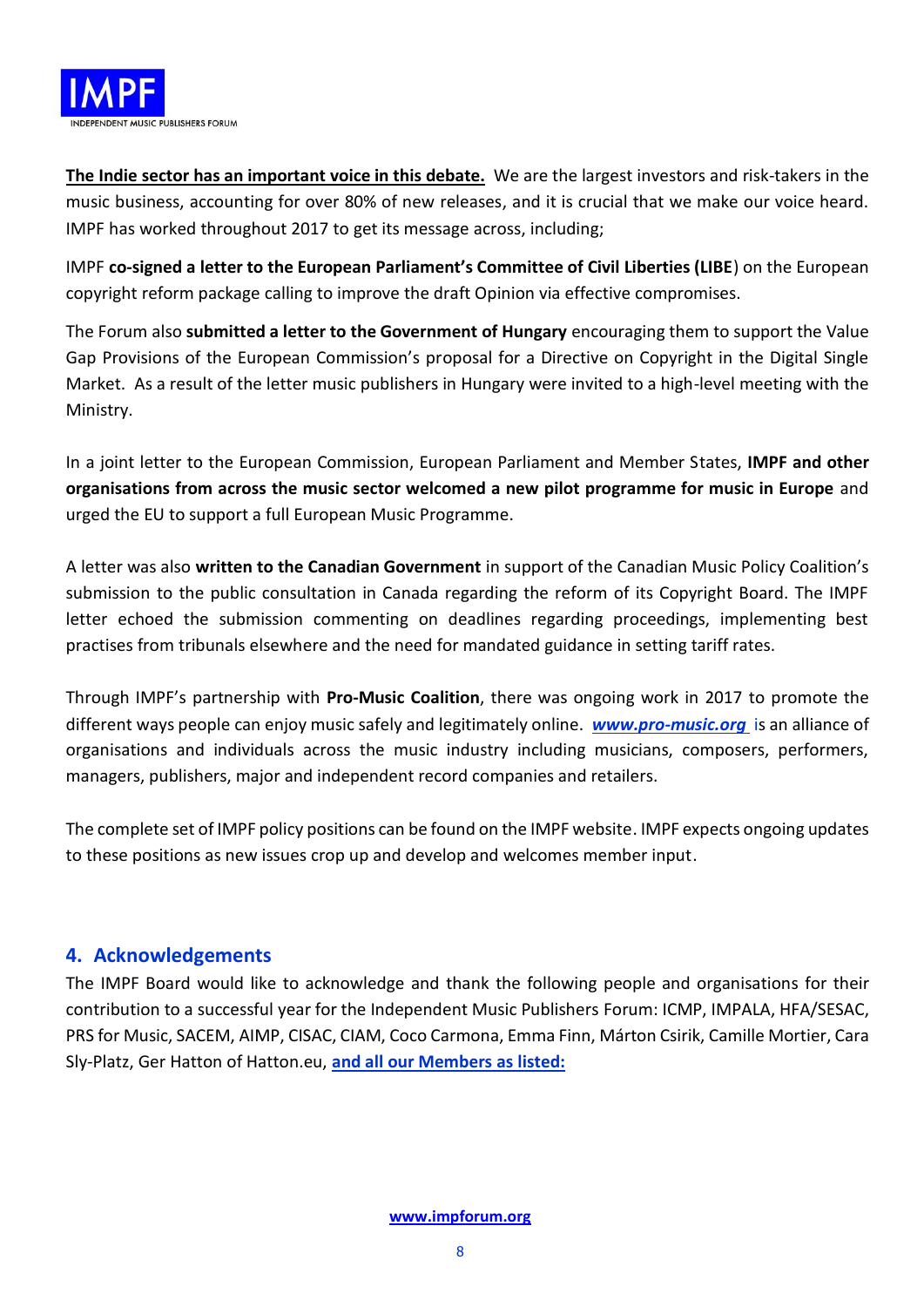**The Indie sector has an important voice in this debate.** We are the largest investors and risk-takers in the music business, accounting for over 80% of new releases, and it is crucial that we make our voice heard. IMPF has worked throughout 2017 to get its message across, including;

IMPF **co-signed a letter to the European Parliament's Committee of Civil Liberties (LIBE**) on the European copyright reform package calling to improve the draft Opinion via effective compromises.

The Forum also **submitted a letter to the Government of Hungary** encouraging them to support the Value Gap Provisions of the European Commission's proposal for a Directive on Copyright in the Digital Single Market. As a result of the letter music publishers in Hungary were invited to a high-level meeting with the Ministry.

In a joint letter to the European Commission, European Parliament and Member States, **IMPF and other organisations from across the music sector welcomed a new pilot programme for music in Europe** and urged the EU to support a full European Music Programme.

A letter was also **written to the Canadian Government** in support of the Canadian Music Policy Coalition's submission to the public consultation in Canada regarding the reform of its Copyright Board. The IMPF letter echoed the submission commenting on deadlines regarding proceedings, implementing best practises from tribunals elsewhere and the need for mandated guidance in setting tariff rates.

Through IMPF's partnership with **Pro-Music Coalition**, there was ongoing work in 2017 to promote the different ways people can enjoy music safely and legitimately online. ***www.pro-music.org*** is an alliance of organisations and individuals across the music industry including musicians, composers, performers, managers, publishers, major and independent record companies and retailers.

The complete set of IMPF policy positions can be found on the IMPF website. IMPF expects ongoing updates to these positions as new issues crop up and develop and welcomes member input.

## 4. Acknowledgements

The IMPF Board would like to acknowledge and thank the following people and organisations for their contribution to a successful year for the Independent Music Publishers Forum: ICMP, IMPALA, HFA/SESAC, PRS for Music, SACEM, AIMP, CISAC, CIAM, Coco Carmona, Emma Finn, Márton Csirik, Camille Mortier, Cara Sly-Platz, Ger Hatton of Hatton.eu, **and all our Members as listed:**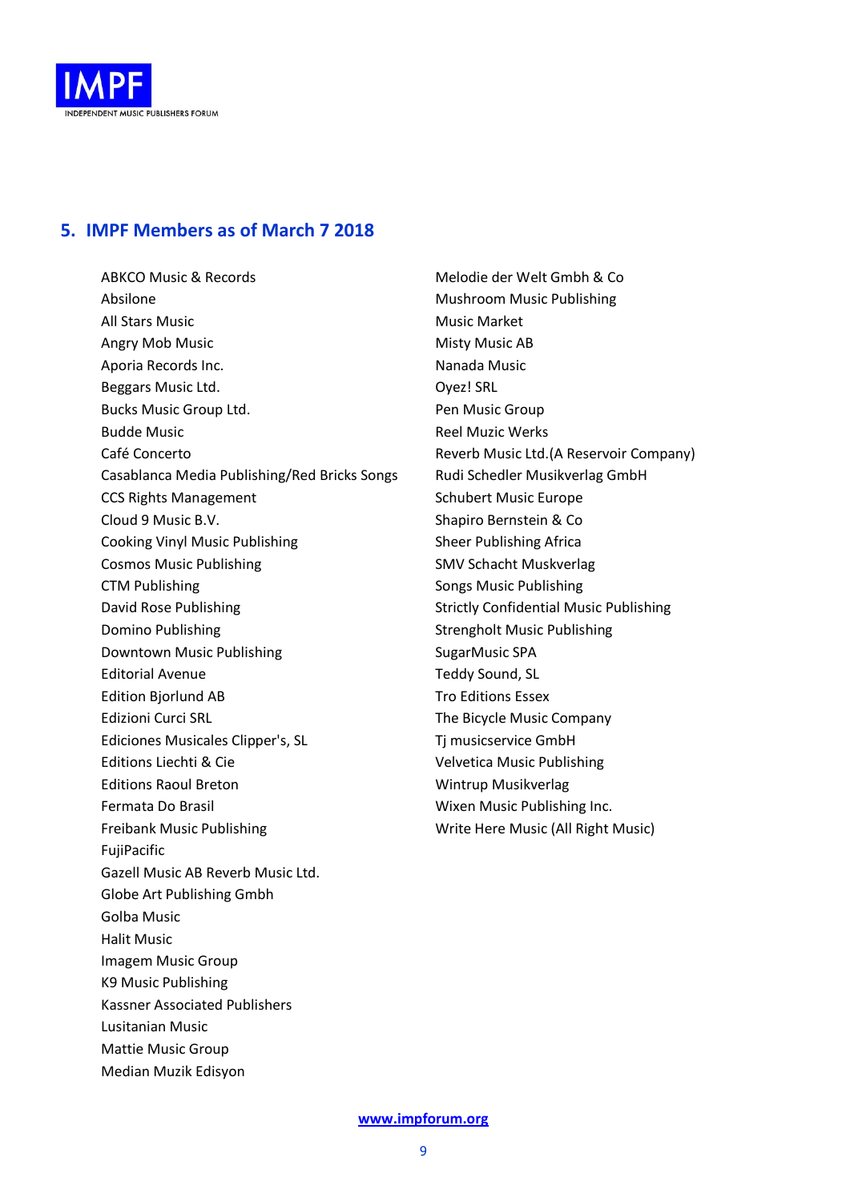## 5. IMPF Members as of March 7 2018

ABKCO Music & Records
Absilone
All Stars Music
Angry Mob Music
Aporia Records Inc.
Beggars Music Ltd.
Bucks Music Group Ltd.
Budde Music
Café Concerto
Casablanca Media Publishing/Red Bricks Songs
CCS Rights Management
Cloud 9 Music B.V.
Cooking Vinyl Music Publishing
Cosmos Music Publishing
CTM Publishing
David Rose Publishing
Domino Publishing
Downtown Music Publishing
Editorial Avenue
Edition Bjorlund AB
Edizioni Curci SRL
Ediciones Musicales Clipper's, SL
Editions Liechti & Cie
Editions Raoul Breton
Fermata Do Brasil
Freibank Music Publishing
FujiPacific
Gazell Music AB Reverb Music Ltd.
Globe Art Publishing Gmbh
Golba Music
Halit Music
Imagem Music Group
K9 Music Publishing
Kassner Associated Publishers
Lusitanian Music
Mattie Music Group
Median Muzik Edisyon
Melodie der Welt Gmbh & Co
Mushroom Music Publishing
Music Market
Misty Music AB
Nanada Music
Oyez! SRL
Pen Music Group
Reel Muzic Werks
Reverb Music Ltd.(A Reservoir Company)
Rudi Schedler Musikverlag GmbH
Schubert Music Europe
Shapiro Bernstein & Co
Sheer Publishing Africa
SMV Schacht Muskverlag
Songs Music Publishing
Strictly Confidential Music Publishing
Strengholt Music Publishing
SugarMusic SPA
Teddy Sound, SL
Tro Editions Essex
The Bicycle Music Company
Tj musicservice GmbH
Velvetica Music Publishing
Wintrup Musikverlag
Wixen Music Publishing Inc.
Write Here Music (All Right Music)

www.impforum.org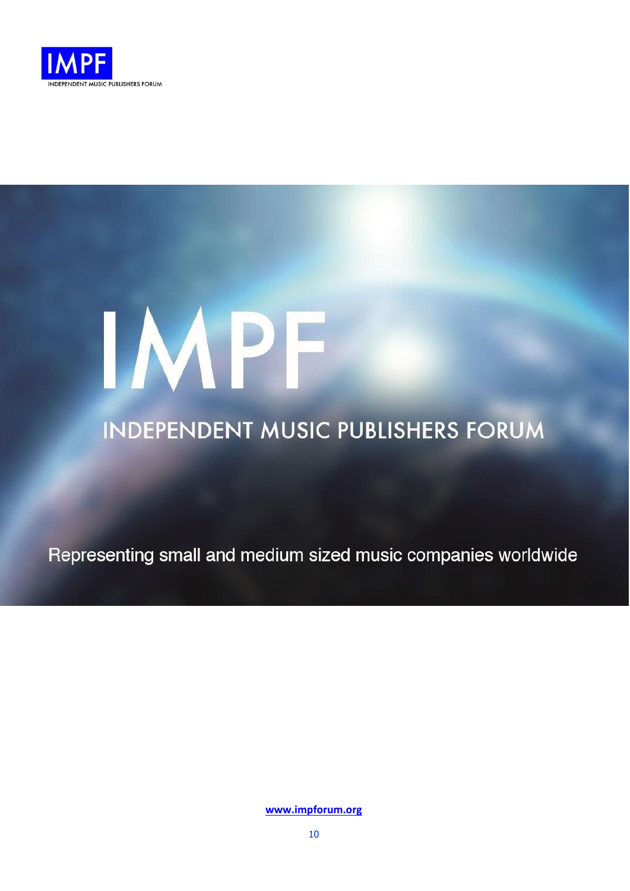IMPF

INDEPENDENT MUSIC PUBLISHERS FORUM

# IMPF

## INDEPENDENT MUSIC PUBLISHERS FORUM

Representing small and medium sized music companies worldwide

**www.impforum.org**